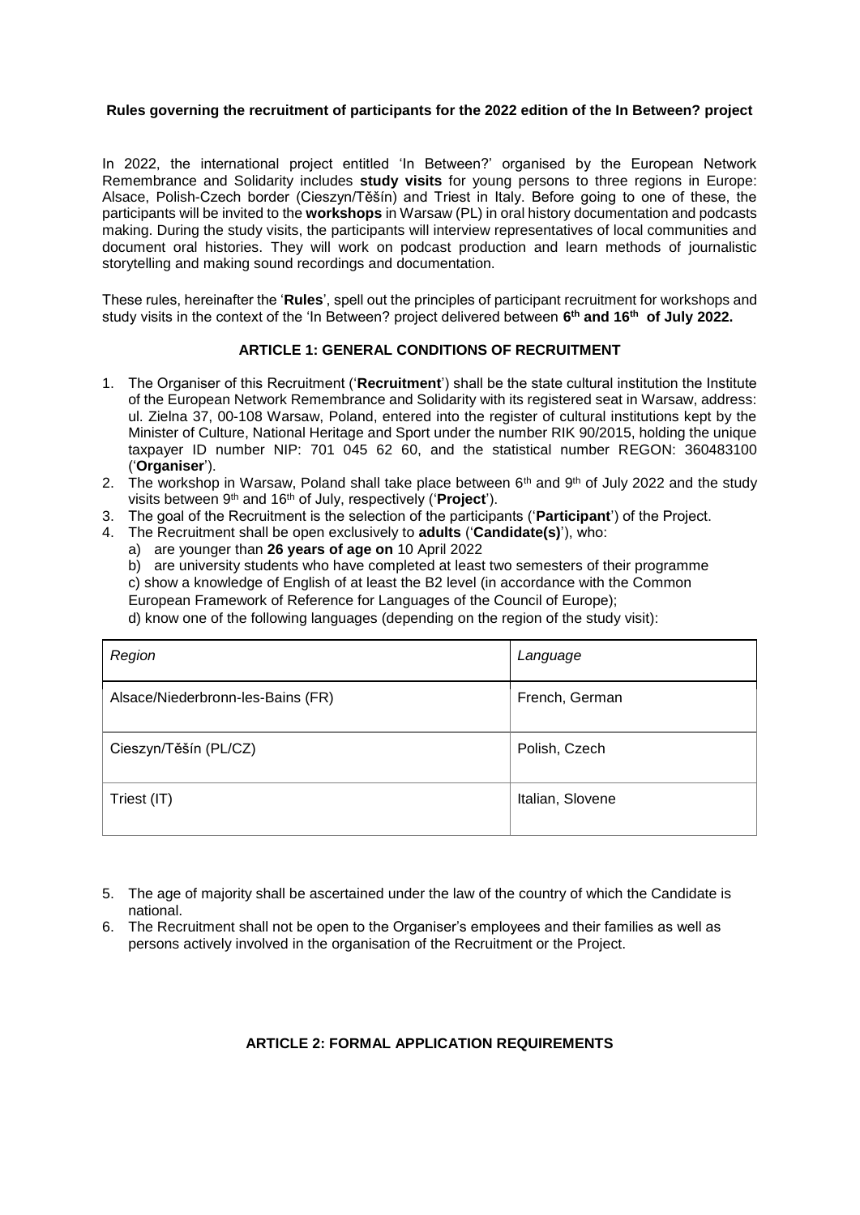**Rules governing the recruitment of participants for the 2022 edition of the In Between? project**

In 2022, the international project entitled 'In Between?' organised by the European Network Remembrance and Solidarity includes **study visits** for young persons to three regions in Europe: Alsace, Polish-Czech border (Cieszyn/Těšín) and Triest in Italy. Before going to one of these, the participants will be invited to the **workshops** in Warsaw (PL) in oral history documentation and podcasts making. During the study visits, the participants will interview representatives of local communities and document oral histories. They will work on podcast production and learn methods of journalistic storytelling and making sound recordings and documentation.

These rules, hereinafter the '**Rules**', spell out the principles of participant recruitment for workshops and study visits in the context of the 'In Between? project delivered between **6th and 16th of July 2022.**

**ARTICLE 1: GENERAL CONDITIONS OF RECRUITMENT**

1. The Organiser of this Recruitment ('**Recruitment**') shall be the state cultural institution the Institute of the European Network Remembrance and Solidarity with its registered seat in Warsaw, address: ul. Zielna 37, 00-108 Warsaw, Poland, entered into the register of cultural institutions kept by the Minister of Culture, National Heritage and Sport under the number RIK 90/2015, holding the unique taxpayer ID number NIP: 701 045 62 60, and the statistical number REGON: 360483100 ('**Organiser**').
2. The workshop in Warsaw, Poland shall take place between 6th and 9th of July 2022 and the study visits between 9th and 16th of July, respectively ('**Project**').
3. The goal of the Recruitment is the selection of the participants ('**Participant**') of the Project.
4. The Recruitment shall be open exclusively to **adults** ('**Candidate(s)**'), who:
   a) are younger than **26 years of age on** 10 April 2022
   b) are university students who have completed at least two semesters of their programme
   c) show a knowledge of English of at least the B2 level (in accordance with the Common European Framework of Reference for Languages of the Council of Europe);
   d) know one of the following languages (depending on the region of the study visit):

| *Region* | *Language* |
|---|---|
| Alsace/Niederbronn-les-Bains (FR) | French, German |
| Cieszyn/Těšín (PL/CZ) | Polish, Czech |
| Triest (IT) | Italian, Slovene |

5. The age of majority shall be ascertained under the law of the country of which the Candidate is national.
6. The Recruitment shall not be open to the Organiser's employees and their families as well as persons actively involved in the organisation of the Recruitment or the Project.

**ARTICLE 2: FORMAL APPLICATION REQUIREMENTS**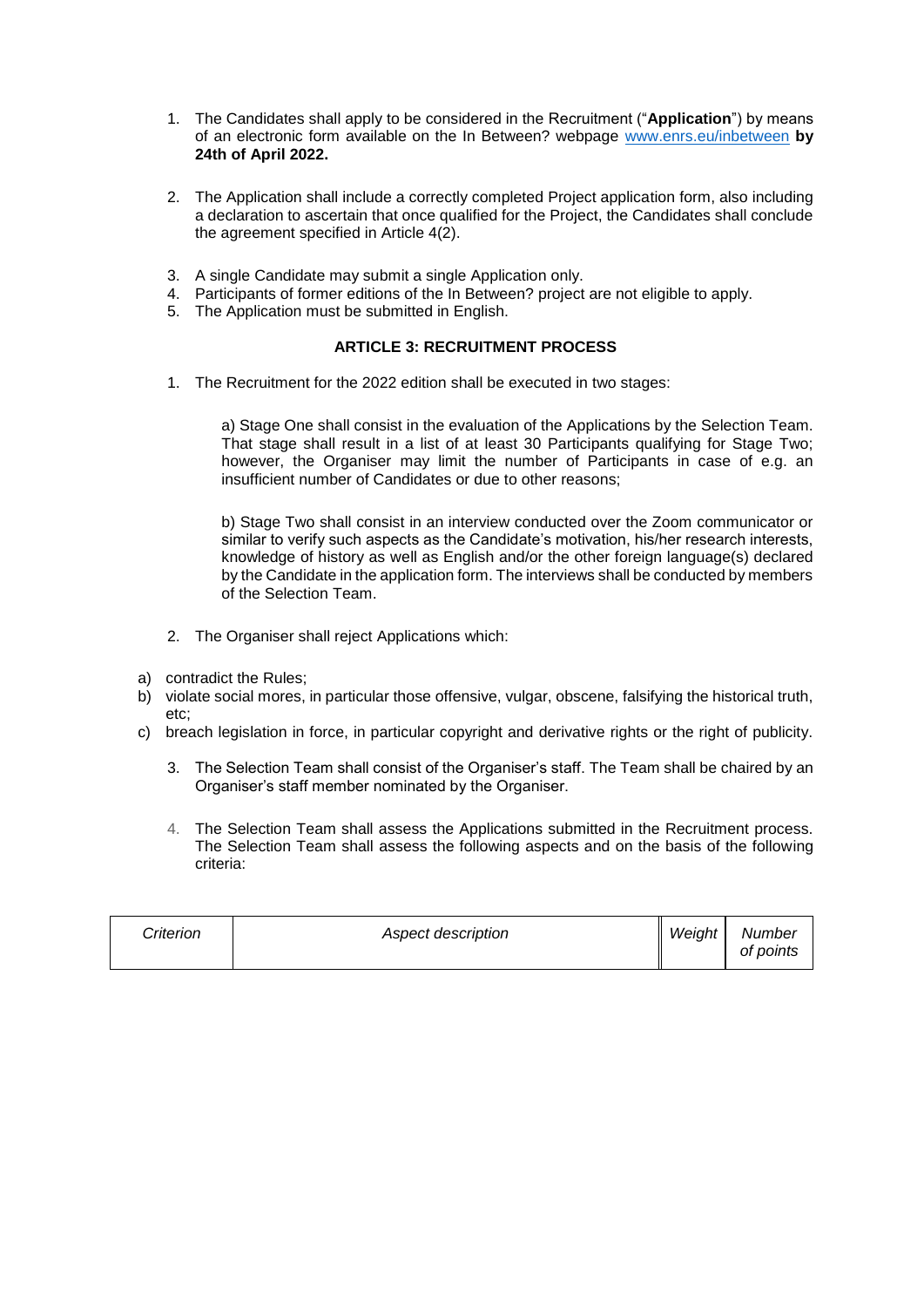1. The Candidates shall apply to be considered in the Recruitment ("**Application**") by means of an electronic form available on the In Between? webpage [www.enrs.eu/inbetween](www.enrs.eu/inbetween) **by 24th of April 2022.**

2. The Application shall include a correctly completed Project application form, also including a declaration to ascertain that once qualified for the Project, the Candidates shall conclude the agreement specified in Article 4(2).

3. A single Candidate may submit a single Application only.
4. Participants of former editions of the In Between? project are not eligible to apply.
5. The Application must be submitted in English.

**ARTICLE 3: RECRUITMENT PROCESS**

1. The Recruitment for the 2022 edition shall be executed in two stages:

   a) Stage One shall consist in the evaluation of the Applications by the Selection Team. That stage shall result in a list of at least 30 Participants qualifying for Stage Two; however, the Organiser may limit the number of Participants in case of e.g. an insufficient number of Candidates or due to other reasons;

   b) Stage Two shall consist in an interview conducted over the Zoom communicator or similar to verify such aspects as the Candidate's motivation, his/her research interests, knowledge of history as well as English and/or the other foreign language(s) declared by the Candidate in the application form. The interviews shall be conducted by members of the Selection Team.

2. The Organiser shall reject Applications which:

a) contradict the Rules;
b) violate social mores, in particular those offensive, vulgar, obscene, falsifying the historical truth, etc;
c) breach legislation in force, in particular copyright and derivative rights or the right of publicity.

3. The Selection Team shall consist of the Organiser's staff. The Team shall be chaired by an Organiser's staff member nominated by the Organiser.

4. The Selection Team shall assess the Applications submitted in the Recruitment process. The Selection Team shall assess the following aspects and on the basis of the following criteria:

| *Criterion* | *Aspect description* | *Weight* | *Number of points* |
|---|---|---|---|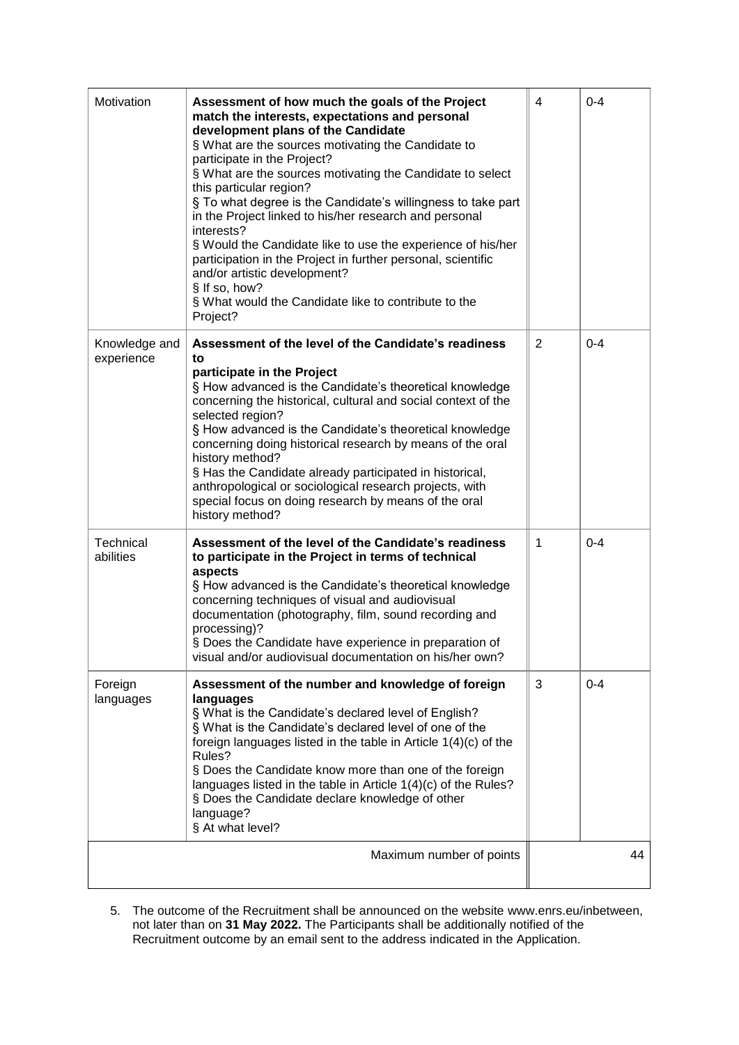| | | | |
|---|---|---|---|
| Motivation | **Assessment of how much the goals of the Project match the interests, expectations and personal development plans of the Candidate**<br>§ What are the sources motivating the Candidate to participate in the Project?<br>§ What are the sources motivating the Candidate to select this particular region?<br>§ To what degree is the Candidate's willingness to take part in the Project linked to his/her research and personal interests?<br>§ Would the Candidate like to use the experience of his/her participation in the Project in further personal, scientific and/or artistic development?<br>§ If so, how?<br>§ What would the Candidate like to contribute to the Project? | 4 | 0-4 |
| Knowledge and experience | **Assessment of the level of the Candidate's readiness to participate in the Project**<br>§ How advanced is the Candidate's theoretical knowledge concerning the historical, cultural and social context of the selected region?<br>§ How advanced is the Candidate's theoretical knowledge concerning doing historical research by means of the oral history method?<br>§ Has the Candidate already participated in historical, anthropological or sociological research projects, with special focus on doing research by means of the oral history method? | 2 | 0-4 |
| Technical abilities | **Assessment of the level of the Candidate's readiness to participate in the Project in terms of technical aspects**<br>§ How advanced is the Candidate's theoretical knowledge concerning techniques of visual and audiovisual documentation (photography, film, sound recording and processing)?<br>§ Does the Candidate have experience in preparation of visual and/or audiovisual documentation on his/her own? | 1 | 0-4 |
| Foreign languages | **Assessment of the number and knowledge of foreign languages**<br>§ What is the Candidate's declared level of English?<br>§ What is the Candidate's declared level of one of the foreign languages listed in the table in Article 1(4)(c) of the Rules?<br>§ Does the Candidate know more than one of the foreign languages listed in the table in Article 1(4)(c) of the Rules?<br>§ Does the Candidate declare knowledge of other language?<br>§ At what level? | 3 | 0-4 |
| | Maximum number of points | | 44 |

5. The outcome of the Recruitment shall be announced on the website www.enrs.eu/inbetween, not later than on **31 May 2022.** The Participants shall be additionally notified of the Recruitment outcome by an email sent to the address indicated in the Application.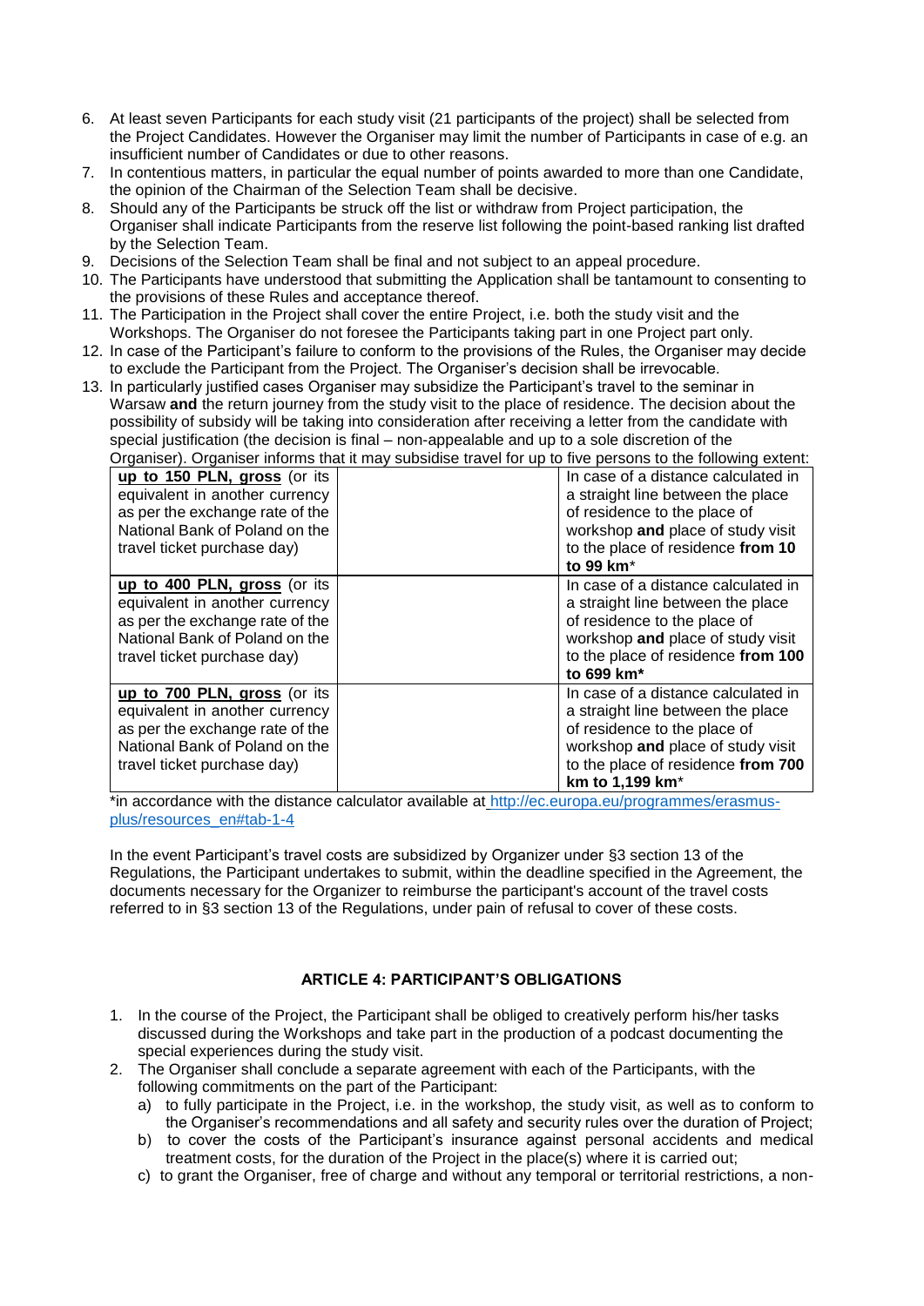6. At least seven Participants for each study visit (21 participants of the project) shall be selected from the Project Candidates. However the Organiser may limit the number of Participants in case of e.g. an insufficient number of Candidates or due to other reasons.
7. In contentious matters, in particular the equal number of points awarded to more than one Candidate, the opinion of the Chairman of the Selection Team shall be decisive.
8. Should any of the Participants be struck off the list or withdraw from Project participation, the Organiser shall indicate Participants from the reserve list following the point-based ranking list drafted by the Selection Team.
9. Decisions of the Selection Team shall be final and not subject to an appeal procedure.
10. The Participants have understood that submitting the Application shall be tantamount to consenting to the provisions of these Rules and acceptance thereof.
11. The Participation in the Project shall cover the entire Project, i.e. both the study visit and the Workshops. The Organiser do not foresee the Participants taking part in one Project part only.
12. In case of the Participant's failure to conform to the provisions of the Rules, the Organiser may decide to exclude the Participant from the Project. The Organiser's decision shall be irrevocable.
13. In particularly justified cases Organiser may subsidize the Participant's travel to the seminar in Warsaw **and** the return journey from the study visit to the place of residence. The decision about the possibility of subsidy will be taking into consideration after receiving a letter from the candidate with special justification (the decision is final – non-appealable and up to a sole discretion of the Organiser). Organiser informs that it may subsidise travel for up to five persons to the following extent:

| | | |
|---|---|---|
| __up to 150 PLN, gross__ (or its equivalent in another currency as per the exchange rate of the National Bank of Poland on the travel ticket purchase day) | | In case of a distance calculated in a straight line between the place of residence to the place of workshop **and** place of study visit to the place of residence **from 10 to 99 km**\* |
| __up to 400 PLN, gross__ (or its equivalent in another currency as per the exchange rate of the National Bank of Poland on the travel ticket purchase day) | | In case of a distance calculated in a straight line between the place of residence to the place of workshop **and** place of study visit to the place of residence **from 100 to 699 km\*** |
| __up to 700 PLN, gross__ (or its equivalent in another currency as per the exchange rate of the National Bank of Poland on the travel ticket purchase day) | | In case of a distance calculated in a straight line between the place of residence to the place of workshop **and** place of study visit to the place of residence **from 700 km to 1,199 km**\* |

\*in accordance with the distance calculator available at http://ec.europa.eu/programmes/erasmus-plus/resources_en#tab-1-4

In the event Participant's travel costs are subsidized by Organizer under §3 section 13 of the Regulations, the Participant undertakes to submit, within the deadline specified in the Agreement, the documents necessary for the Organizer to reimburse the participant's account of the travel costs referred to in §3 section 13 of the Regulations, under pain of refusal to cover of these costs.

## ARTICLE 4: PARTICIPANT'S OBLIGATIONS

1. In the course of the Project, the Participant shall be obliged to creatively perform his/her tasks discussed during the Workshops and take part in the production of a podcast documenting the special experiences during the study visit.
2. The Organiser shall conclude a separate agreement with each of the Participants, with the following commitments on the part of the Participant:
   a) to fully participate in the Project, i.e. in the workshop, the study visit, as well as to conform to the Organiser's recommendations and all safety and security rules over the duration of Project;
   b) to cover the costs of the Participant's insurance against personal accidents and medical treatment costs, for the duration of the Project in the place(s) where it is carried out;
   c) to grant the Organiser, free of charge and without any temporal or territorial restrictions, a non-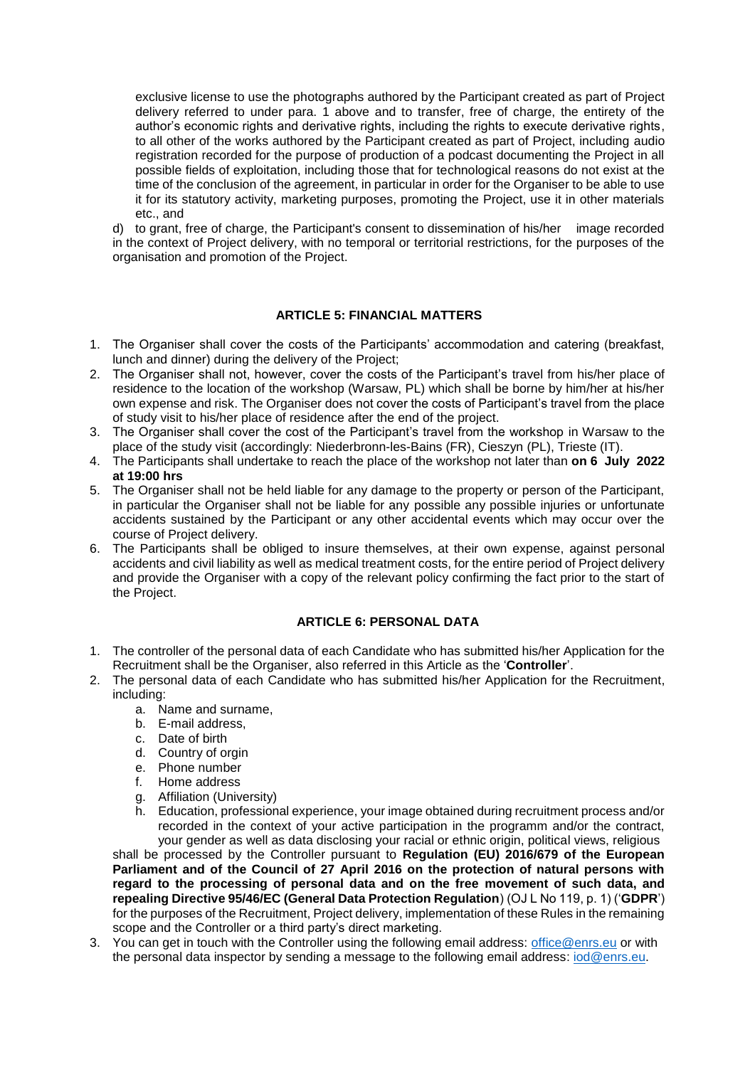exclusive license to use the photographs authored by the Participant created as part of Project delivery referred to under para. 1 above and to transfer, free of charge, the entirety of the author's economic rights and derivative rights, including the rights to execute derivative rights, to all other of the works authored by the Participant created as part of Project, including audio registration recorded for the purpose of production of a podcast documenting the Project in all possible fields of exploitation, including those that for technological reasons do not exist at the time of the conclusion of the agreement, in particular in order for the Organiser to be able to use it for its statutory activity, marketing purposes, promoting the Project, use it in other materials etc., and

d) to grant, free of charge, the Participant's consent to dissemination of his/her image recorded in the context of Project delivery, with no temporal or territorial restrictions, for the purposes of the organisation and promotion of the Project.

## ARTICLE 5: FINANCIAL MATTERS

1. The Organiser shall cover the costs of the Participants' accommodation and catering (breakfast, lunch and dinner) during the delivery of the Project;
2. The Organiser shall not, however, cover the costs of the Participant's travel from his/her place of residence to the location of the workshop (Warsaw, PL) which shall be borne by him/her at his/her own expense and risk. The Organiser does not cover the costs of Participant's travel from the place of study visit to his/her place of residence after the end of the project.
3. The Organiser shall cover the cost of the Participant's travel from the workshop in Warsaw to the place of the study visit (accordingly: Niederbronn-les-Bains (FR), Cieszyn (PL), Trieste (IT).
4. The Participants shall undertake to reach the place of the workshop not later than **on 6 July 2022 at 19:00 hrs**
5. The Organiser shall not be held liable for any damage to the property or person of the Participant, in particular the Organiser shall not be liable for any possible any possible injuries or unfortunate accidents sustained by the Participant or any other accidental events which may occur over the course of Project delivery.
6. The Participants shall be obliged to insure themselves, at their own expense, against personal accidents and civil liability as well as medical treatment costs, for the entire period of Project delivery and provide the Organiser with a copy of the relevant policy confirming the fact prior to the start of the Project.

## ARTICLE 6: PERSONAL DATA

1. The controller of the personal data of each Candidate who has submitted his/her Application for the Recruitment shall be the Organiser, also referred in this Article as the '**Controller**'.
2. The personal data of each Candidate who has submitted his/her Application for the Recruitment, including:
   a. Name and surname,
   b. E-mail address,
   c. Date of birth
   d. Country of orgin
   e. Phone number
   f. Home address
   g. Affiliation (University)
   h. Education, professional experience, your image obtained during recruitment process and/or recorded in the context of your active participation in the programm and/or the contract, your gender as well as data disclosing your racial or ethnic origin, political views, religious

   shall be processed by the Controller pursuant to **Regulation (EU) 2016/679 of the European Parliament and of the Council of 27 April 2016 on the protection of natural persons with regard to the processing of personal data and on the free movement of such data, and repealing Directive 95/46/EC (General Data Protection Regulation**) (OJ L No 119, p. 1) ('**GDPR**') for the purposes of the Recruitment, Project delivery, implementation of these Rules in the remaining scope and the Controller or a third party's direct marketing.
3. You can get in touch with the Controller using the following email address: office@enrs.eu or with the personal data inspector by sending a message to the following email address: iod@enrs.eu.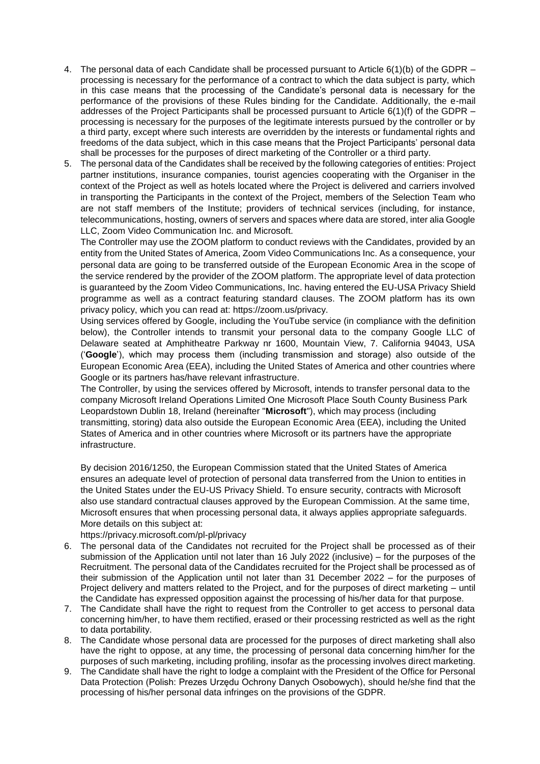4. The personal data of each Candidate shall be processed pursuant to Article 6(1)(b) of the GDPR – processing is necessary for the performance of a contract to which the data subject is party, which in this case means that the processing of the Candidate's personal data is necessary for the performance of the provisions of these Rules binding for the Candidate. Additionally, the e-mail addresses of the Project Participants shall be processed pursuant to Article 6(1)(f) of the GDPR – processing is necessary for the purposes of the legitimate interests pursued by the controller or by a third party, except where such interests are overridden by the interests or fundamental rights and freedoms of the data subject, which in this case means that the Project Participants' personal data shall be processes for the purposes of direct marketing of the Controller or a third party.
5. The personal data of the Candidates shall be received by the following categories of entities: Project partner institutions, insurance companies, tourist agencies cooperating with the Organiser in the context of the Project as well as hotels located where the Project is delivered and carriers involved in transporting the Participants in the context of the Project, members of the Selection Team who are not staff members of the Institute; providers of technical services (including, for instance, telecommunications, hosting, owners of servers and spaces where data are stored, inter alia Google LLC, Zoom Video Communication Inc. and Microsoft.

   The Controller may use the ZOOM platform to conduct reviews with the Candidates, provided by an entity from the United States of America, Zoom Video Communications Inc. As a consequence, your personal data are going to be transferred outside of the European Economic Area in the scope of the service rendered by the provider of the ZOOM platform. The appropriate level of data protection is guaranteed by the Zoom Video Communications, Inc. having entered the EU-USA Privacy Shield programme as well as a contract featuring standard clauses. The ZOOM platform has its own privacy policy, which you can read at: https://zoom.us/privacy.

   Using services offered by Google, including the YouTube service (in compliance with the definition below), the Controller intends to transmit your personal data to the company Google LLC of Delaware seated at Amphitheatre Parkway nr 1600, Mountain View, 7. California 94043, USA ('**Google**'), which may process them (including transmission and storage) also outside of the European Economic Area (EEA), including the United States of America and other countries where Google or its partners has/have relevant infrastructure.

   The Controller, by using the services offered by Microsoft, intends to transfer personal data to the company Microsoft Ireland Operations Limited One Microsoft Place South County Business Park Leopardstown Dublin 18, Ireland (hereinafter "**Microsoft**"), which may process (including transmitting, storing) data also outside the European Economic Area (EEA), including the United States of America and in other countries where Microsoft or its partners have the appropriate infrastructure.

   By decision 2016/1250, the European Commission stated that the United States of America ensures an adequate level of protection of personal data transferred from the Union to entities in the United States under the EU-US Privacy Shield. To ensure security, contracts with Microsoft also use standard contractual clauses approved by the European Commission. At the same time, Microsoft ensures that when processing personal data, it always applies appropriate safeguards. More details on this subject at:
   https://privacy.microsoft.com/pl-pl/privacy
6. The personal data of the Candidates not recruited for the Project shall be processed as of their submission of the Application until not later than 16 July 2022 (inclusive) – for the purposes of the Recruitment. The personal data of the Candidates recruited for the Project shall be processed as of their submission of the Application until not later than 31 December 2022 – for the purposes of Project delivery and matters related to the Project, and for the purposes of direct marketing – until the Candidate has expressed opposition against the processing of his/her data for that purpose.
7. The Candidate shall have the right to request from the Controller to get access to personal data concerning him/her, to have them rectified, erased or their processing restricted as well as the right to data portability.
8. The Candidate whose personal data are processed for the purposes of direct marketing shall also have the right to oppose, at any time, the processing of personal data concerning him/her for the purposes of such marketing, including profiling, insofar as the processing involves direct marketing.
9. The Candidate shall have the right to lodge a complaint with the President of the Office for Personal Data Protection (Polish: Prezes Urzędu Ochrony Danych Osobowych), should he/she find that the processing of his/her personal data infringes on the provisions of the GDPR.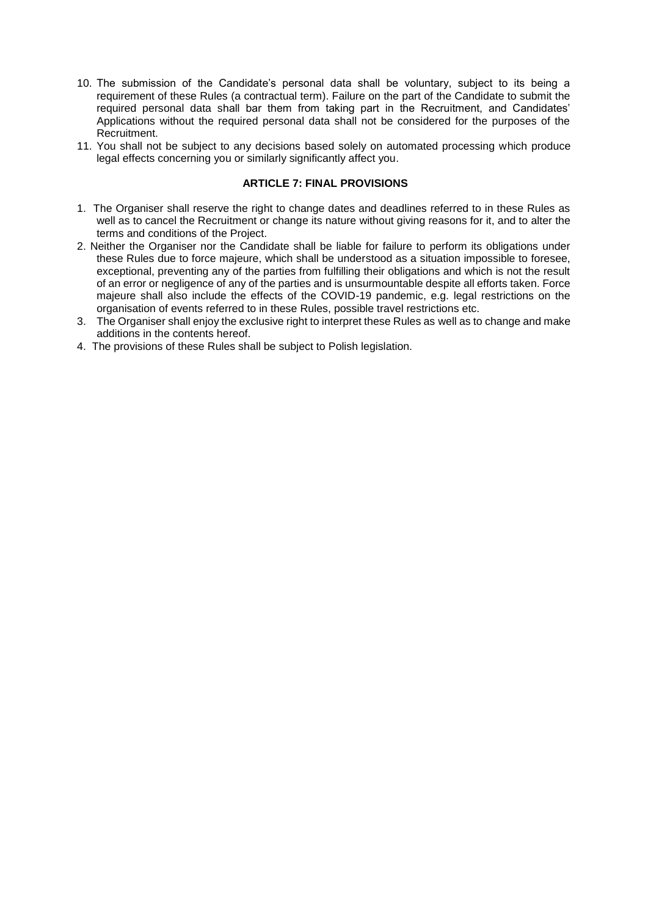10. The submission of the Candidate's personal data shall be voluntary, subject to its being a requirement of these Rules (a contractual term). Failure on the part of the Candidate to submit the required personal data shall bar them from taking part in the Recruitment, and Candidates' Applications without the required personal data shall not be considered for the purposes of the Recruitment.
11. You shall not be subject to any decisions based solely on automated processing which produce legal effects concerning you or similarly significantly affect you.

**ARTICLE 7: FINAL PROVISIONS**

1. The Organiser shall reserve the right to change dates and deadlines referred to in these Rules as well as to cancel the Recruitment or change its nature without giving reasons for it, and to alter the terms and conditions of the Project.
2. Neither the Organiser nor the Candidate shall be liable for failure to perform its obligations under these Rules due to force majeure, which shall be understood as a situation impossible to foresee, exceptional, preventing any of the parties from fulfilling their obligations and which is not the result of an error or negligence of any of the parties and is unsurmountable despite all efforts taken. Force majeure shall also include the effects of the COVID-19 pandemic, e.g. legal restrictions on the organisation of events referred to in these Rules, possible travel restrictions etc.
3. The Organiser shall enjoy the exclusive right to interpret these Rules as well as to change and make additions in the contents hereof.
4. The provisions of these Rules shall be subject to Polish legislation.